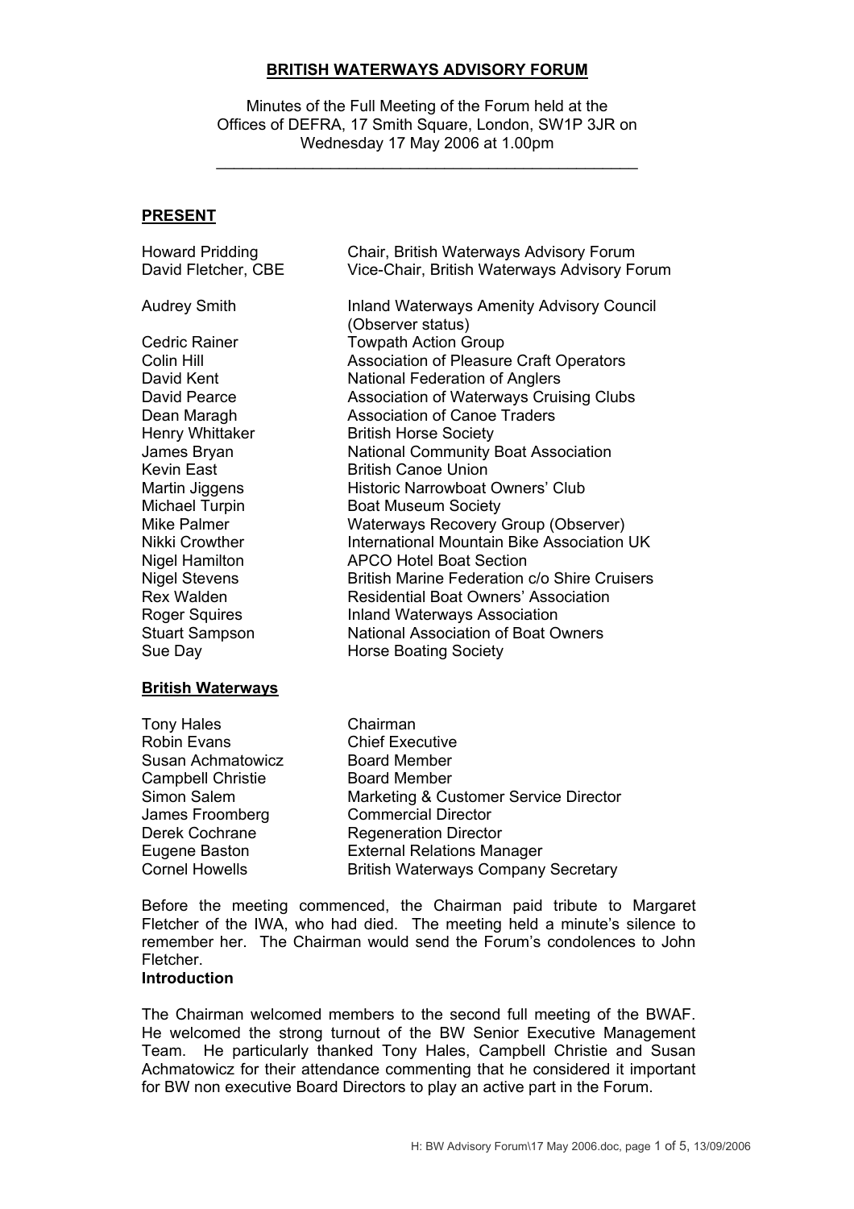# BRITISH WATERWAYS ADVISORY FORUM

Minutes of the Full Meeting of the Forum held at the Offices of DEFRA, 17 Smith Square, London, SW1P 3JR on Wednesday 17 May 2006 at 1.00pm

---

## PRESENT

| | |
|---|---|
| Howard Pridding | Chair, British Waterways Advisory Forum |
| David Fletcher, CBE | Vice-Chair, British Waterways Advisory Forum |
| Audrey Smith | Inland Waterways Amenity Advisory Council (Observer status) |
| Cedric Rainer | Towpath Action Group |
| Colin Hill | Association of Pleasure Craft Operators |
| David Kent | National Federation of Anglers |
| David Pearce | Association of Waterways Cruising Clubs |
| Dean Maragh | Association of Canoe Traders |
| Henry Whittaker | British Horse Society |
| James Bryan | National Community Boat Association |
| Kevin East | British Canoe Union |
| Martin Jiggens | Historic Narrowboat Owners' Club |
| Michael Turpin | Boat Museum Society |
| Mike Palmer | Waterways Recovery Group (Observer) |
| Nikki Crowther | International Mountain Bike Association UK |
| Nigel Hamilton | APCO Hotel Boat Section |
| Nigel Stevens | British Marine Federation c/o Shire Cruisers |
| Rex Walden | Residential Boat Owners' Association |
| Roger Squires | Inland Waterways Association |
| Stuart Sampson | National Association of Boat Owners |
| Sue Day | Horse Boating Society |

### British Waterways

| | |
|---|---|
| Tony Hales | Chairman |
| Robin Evans | Chief Executive |
| Susan Achmatowicz | Board Member |
| Campbell Christie | Board Member |
| Simon Salem | Marketing & Customer Service Director |
| James Froomberg | Commercial Director |
| Derek Cochrane | Regeneration Director |
| Eugene Baston | External Relations Manager |
| Cornel Howells | British Waterways Company Secretary |

Before the meeting commenced, the Chairman paid tribute to Margaret Fletcher of the IWA, who had died. The meeting held a minute's silence to remember her. The Chairman would send the Forum's condolences to John Fletcher.

**Introduction**

The Chairman welcomed members to the second full meeting of the BWAF. He welcomed the strong turnout of the BW Senior Executive Management Team. He particularly thanked Tony Hales, Campbell Christie and Susan Achmatowicz for their attendance commenting that he considered it important for BW non executive Board Directors to play an active part in the Forum.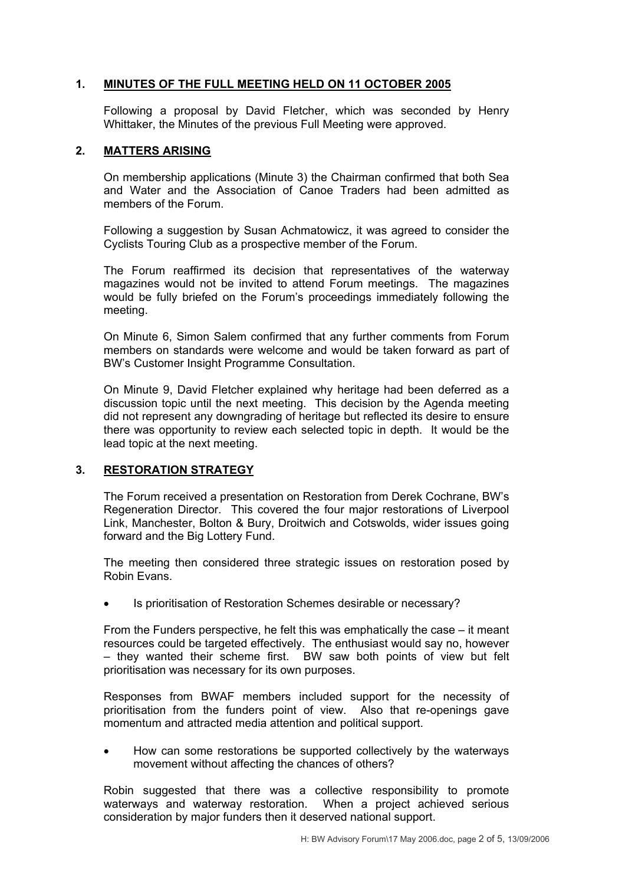## 1. MINUTES OF THE FULL MEETING HELD ON 11 OCTOBER 2005

Following a proposal by David Fletcher, which was seconded by Henry Whittaker, the Minutes of the previous Full Meeting were approved.

## 2. MATTERS ARISING

On membership applications (Minute 3) the Chairman confirmed that both Sea and Water and the Association of Canoe Traders had been admitted as members of the Forum.

Following a suggestion by Susan Achmatowicz, it was agreed to consider the Cyclists Touring Club as a prospective member of the Forum.

The Forum reaffirmed its decision that representatives of the waterway magazines would not be invited to attend Forum meetings. The magazines would be fully briefed on the Forum's proceedings immediately following the meeting.

On Minute 6, Simon Salem confirmed that any further comments from Forum members on standards were welcome and would be taken forward as part of BW's Customer Insight Programme Consultation.

On Minute 9, David Fletcher explained why heritage had been deferred as a discussion topic until the next meeting. This decision by the Agenda meeting did not represent any downgrading of heritage but reflected its desire to ensure there was opportunity to review each selected topic in depth. It would be the lead topic at the next meeting.

## 3. RESTORATION STRATEGY

The Forum received a presentation on Restoration from Derek Cochrane, BW's Regeneration Director. This covered the four major restorations of Liverpool Link, Manchester, Bolton & Bury, Droitwich and Cotswolds, wider issues going forward and the Big Lottery Fund.

The meeting then considered three strategic issues on restoration posed by Robin Evans.

- Is prioritisation of Restoration Schemes desirable or necessary?

From the Funders perspective, he felt this was emphatically the case – it meant resources could be targeted effectively. The enthusiast would say no, however – they wanted their scheme first. BW saw both points of view but felt prioritisation was necessary for its own purposes.

Responses from BWAF members included support for the necessity of prioritisation from the funders point of view. Also that re-openings gave momentum and attracted media attention and political support.

- How can some restorations be supported collectively by the waterways movement without affecting the chances of others?

Robin suggested that there was a collective responsibility to promote waterways and waterway restoration. When a project achieved serious consideration by major funders then it deserved national support.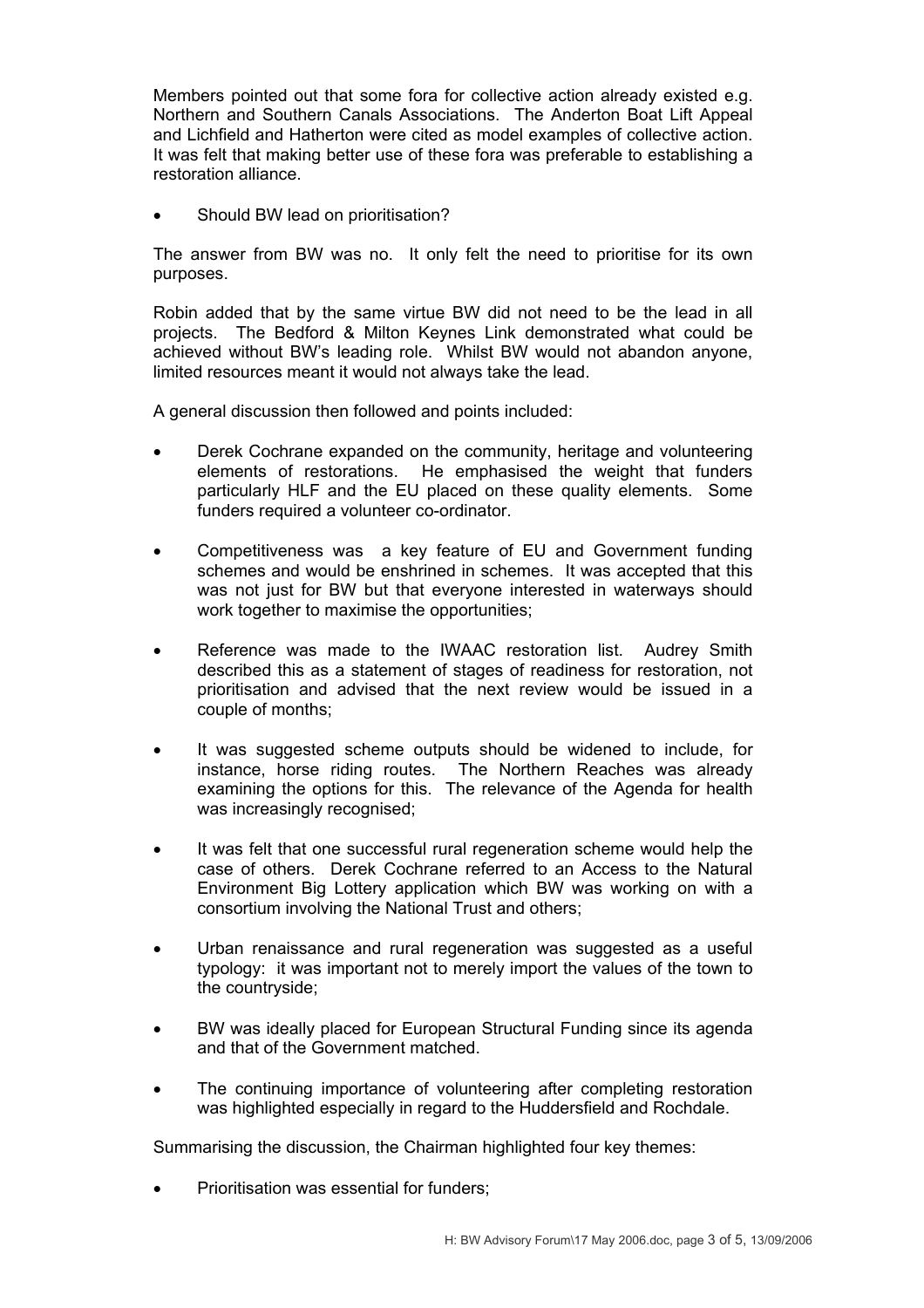Members pointed out that some fora for collective action already existed e.g. Northern and Southern Canals Associations. The Anderton Boat Lift Appeal and Lichfield and Hatherton were cited as model examples of collective action. It was felt that making better use of these fora was preferable to establishing a restoration alliance.

- Should BW lead on prioritisation?

The answer from BW was no. It only felt the need to prioritise for its own purposes.

Robin added that by the same virtue BW did not need to be the lead in all projects. The Bedford & Milton Keynes Link demonstrated what could be achieved without BW's leading role. Whilst BW would not abandon anyone, limited resources meant it would not always take the lead.

A general discussion then followed and points included:

- Derek Cochrane expanded on the community, heritage and volunteering elements of restorations. He emphasised the weight that funders particularly HLF and the EU placed on these quality elements. Some funders required a volunteer co-ordinator.
- Competitiveness was a key feature of EU and Government funding schemes and would be enshrined in schemes. It was accepted that this was not just for BW but that everyone interested in waterways should work together to maximise the opportunities;
- Reference was made to the IWAAC restoration list. Audrey Smith described this as a statement of stages of readiness for restoration, not prioritisation and advised that the next review would be issued in a couple of months;
- It was suggested scheme outputs should be widened to include, for instance, horse riding routes. The Northern Reaches was already examining the options for this. The relevance of the Agenda for health was increasingly recognised;
- It was felt that one successful rural regeneration scheme would help the case of others. Derek Cochrane referred to an Access to the Natural Environment Big Lottery application which BW was working on with a consortium involving the National Trust and others;
- Urban renaissance and rural regeneration was suggested as a useful typology: it was important not to merely import the values of the town to the countryside;
- BW was ideally placed for European Structural Funding since its agenda and that of the Government matched.
- The continuing importance of volunteering after completing restoration was highlighted especially in regard to the Huddersfield and Rochdale.

Summarising the discussion, the Chairman highlighted four key themes:

- Prioritisation was essential for funders;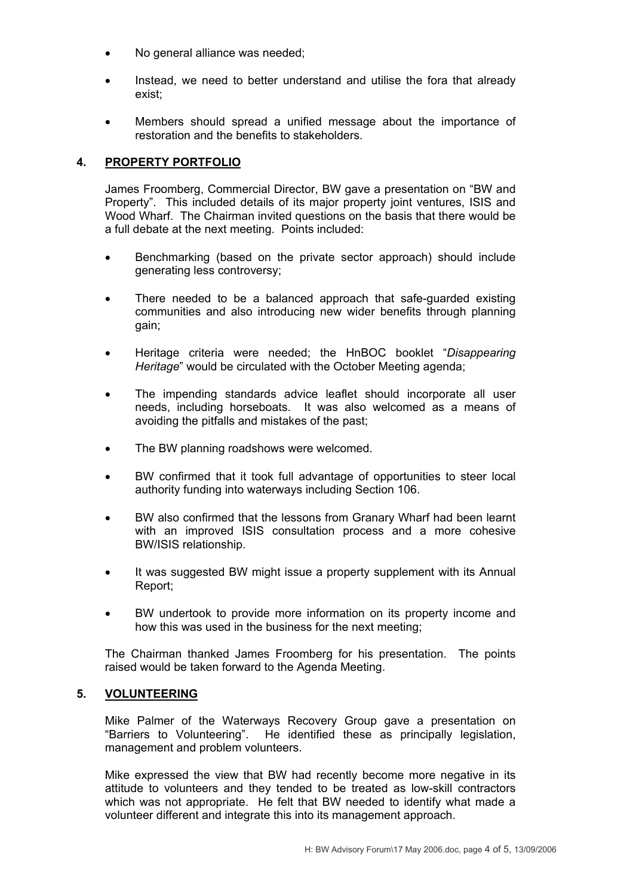- No general alliance was needed;
- Instead, we need to better understand and utilise the fora that already exist;
- Members should spread a unified message about the importance of restoration and the benefits to stakeholders.

## 4. PROPERTY PORTFOLIO

James Froomberg, Commercial Director, BW gave a presentation on "BW and Property". This included details of its major property joint ventures, ISIS and Wood Wharf. The Chairman invited questions on the basis that there would be a full debate at the next meeting. Points included:

- Benchmarking (based on the private sector approach) should include generating less controversy;
- There needed to be a balanced approach that safe-guarded existing communities and also introducing new wider benefits through planning gain;
- Heritage criteria were needed; the HnBOC booklet "*Disappearing Heritage*" would be circulated with the October Meeting agenda;
- The impending standards advice leaflet should incorporate all user needs, including horseboats. It was also welcomed as a means of avoiding the pitfalls and mistakes of the past;
- The BW planning roadshows were welcomed.
- BW confirmed that it took full advantage of opportunities to steer local authority funding into waterways including Section 106.
- BW also confirmed that the lessons from Granary Wharf had been learnt with an improved ISIS consultation process and a more cohesive BW/ISIS relationship.
- It was suggested BW might issue a property supplement with its Annual Report;
- BW undertook to provide more information on its property income and how this was used in the business for the next meeting;

The Chairman thanked James Froomberg for his presentation. The points raised would be taken forward to the Agenda Meeting.

## 5. VOLUNTEERING

Mike Palmer of the Waterways Recovery Group gave a presentation on "Barriers to Volunteering". He identified these as principally legislation, management and problem volunteers.

Mike expressed the view that BW had recently become more negative in its attitude to volunteers and they tended to be treated as low-skill contractors which was not appropriate. He felt that BW needed to identify what made a volunteer different and integrate this into its management approach.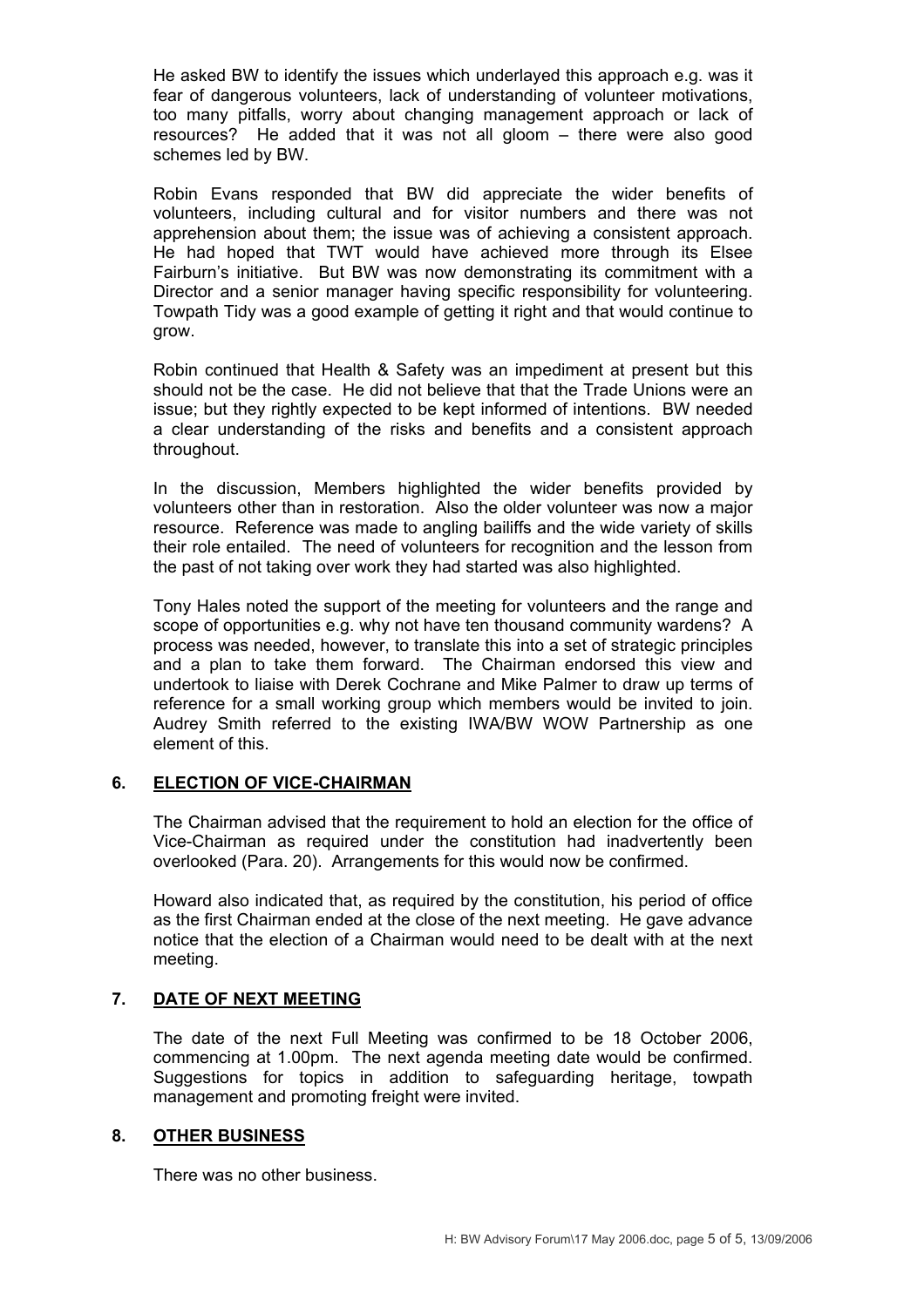He asked BW to identify the issues which underlayed this approach e.g. was it fear of dangerous volunteers, lack of understanding of volunteer motivations, too many pitfalls, worry about changing management approach or lack of resources? He added that it was not all gloom – there were also good schemes led by BW.

Robin Evans responded that BW did appreciate the wider benefits of volunteers, including cultural and for visitor numbers and there was not apprehension about them; the issue was of achieving a consistent approach. He had hoped that TWT would have achieved more through its Elsee Fairburn's initiative. But BW was now demonstrating its commitment with a Director and a senior manager having specific responsibility for volunteering. Towpath Tidy was a good example of getting it right and that would continue to grow.

Robin continued that Health & Safety was an impediment at present but this should not be the case. He did not believe that that the Trade Unions were an issue; but they rightly expected to be kept informed of intentions. BW needed a clear understanding of the risks and benefits and a consistent approach throughout.

In the discussion, Members highlighted the wider benefits provided by volunteers other than in restoration. Also the older volunteer was now a major resource. Reference was made to angling bailiffs and the wide variety of skills their role entailed. The need of volunteers for recognition and the lesson from the past of not taking over work they had started was also highlighted.

Tony Hales noted the support of the meeting for volunteers and the range and scope of opportunities e.g. why not have ten thousand community wardens? A process was needed, however, to translate this into a set of strategic principles and a plan to take them forward. The Chairman endorsed this view and undertook to liaise with Derek Cochrane and Mike Palmer to draw up terms of reference for a small working group which members would be invited to join. Audrey Smith referred to the existing IWA/BW WOW Partnership as one element of this.

## 6. ELECTION OF VICE-CHAIRMAN

The Chairman advised that the requirement to hold an election for the office of Vice-Chairman as required under the constitution had inadvertently been overlooked (Para. 20). Arrangements for this would now be confirmed.

Howard also indicated that, as required by the constitution, his period of office as the first Chairman ended at the close of the next meeting. He gave advance notice that the election of a Chairman would need to be dealt with at the next meeting.

## 7. DATE OF NEXT MEETING

The date of the next Full Meeting was confirmed to be 18 October 2006, commencing at 1.00pm. The next agenda meeting date would be confirmed. Suggestions for topics in addition to safeguarding heritage, towpath management and promoting freight were invited.

## 8. OTHER BUSINESS

There was no other business.